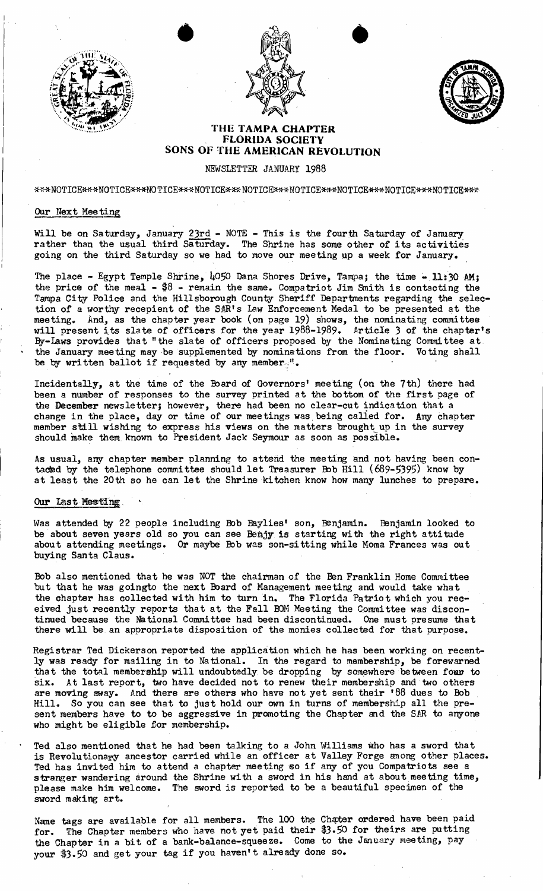# THE TAMPA CHAPTER
## FLORIDA SOCIETY
## SONS OF THE AMERICAN REVOLUTION

NEWSLETTER JANUARY 1988

***NOTICE***NOTICE***NOTICE***NOTICE***NOTICE***NOTICE***NOTICE***NOTICE***

### Our Next Meeting

Will be on Saturday, January 23rd - NOTE - This is the fourth Saturday of January rather than the usual third Saturday. The Shrine has some other of its activities going on the third Saturday so we had to move our meeting up a week for January.

The place - Egypt Temple Shrine, 4050 Dana Shores Drive, Tampa; the time - 11:30 AM; the price of the meal - $8 - remain the same. Compatriot Jim Smith is contacting the Tampa City Police and the Hillsborough County Sheriff Departments regarding the selection of a worthy recepient of the SAR's Law Enforcement Medal to be presented at the meeting. And, as the chapter year book (on page 19) shows, the nominating committee will present its slate of officers for the year 1988-1989. Article 3 of the chapter's By-Laws provides that "the slate of officers proposed by the Nominating Committee at the January meeting may be supplemented by nominations from the floor. Voting shall be by written ballot if requested by any member.".

Incidentally, at the time of the Board of Governors' meeting (on the 7th) there had been a number of responses to the survey printed at the bottom of the first page of the December newsletter; however, there had been no clear-cut indication that a change in the place, day or time of our meetings was being called for. Any chapter member still wishing to express his views on the matters brought up in the survey should make them known to President Jack Seymour as soon as possible.

As usual, any chapter member planning to attend the meeting and not having been contacted by the telephone committee should let Treasurer Bob Hill (689-5395) know by at least the 20th so he can let the Shrine kitchen know how many lunches to prepare.

### Our Last Meeting

Was attended by 22 people including Bob Baylies' son, Benjamin. Benjamin looked to be about seven years old so you can see Benjy is starting with the right attitude about attending meetings. Or maybe Bob was son-sitting while Moma Frances was out buying Santa Claus.

Bob also mentioned that he was NOT the chairman of the Ben Franklin Home Committee but that he was goingto the next Board of Management meeting and would take what the chapter has collected with him to turn in. The Florida Patriot which you received just recently reports that at the Fall BOM Meeting the Committee was discontinued because the National Committee had been discontinued. One must presume that there will be an appropriate disposition of the monies collected for that purpose.

Registrar Ted Dickerson reported the application which he has been working on recently was ready for mailing in to National. In the regard to membership, be forewarned that the total membership will undoubtedly be dropping by somewhere between four to six. At last report, two have decided not to renew their membership and two others are moving away. And there are others who have not yet sent their '88 dues to Bob Hill. So you can see that to just hold our own in turns of membership all the present members have to to be aggressive in promoting the Chapter and the SAR to anyone who might be eligible for membership.

Ted also mentioned that he had been talking to a John Williams who has a sword that is Revolutionary ancestor carried while an officer at Valley Forge among other places. Ted has invited him to attend a chapter meeting so if any of you Compatriots see a stranger wandering around the Shrine with a sword in his hand at about meeting time, please make him welcome. The sword is reported to be a beautiful specimen of the sword making art.

Name tags are available for all members. The 100 the Chapter ordered have been paid for. The Chapter members who have not yet paid their $3.50 for theirs are putting the Chapter in a bit of a bank-balance-squeeze. Come to the January meeting, pay your $3.50 and get your tag if you haven't already done so.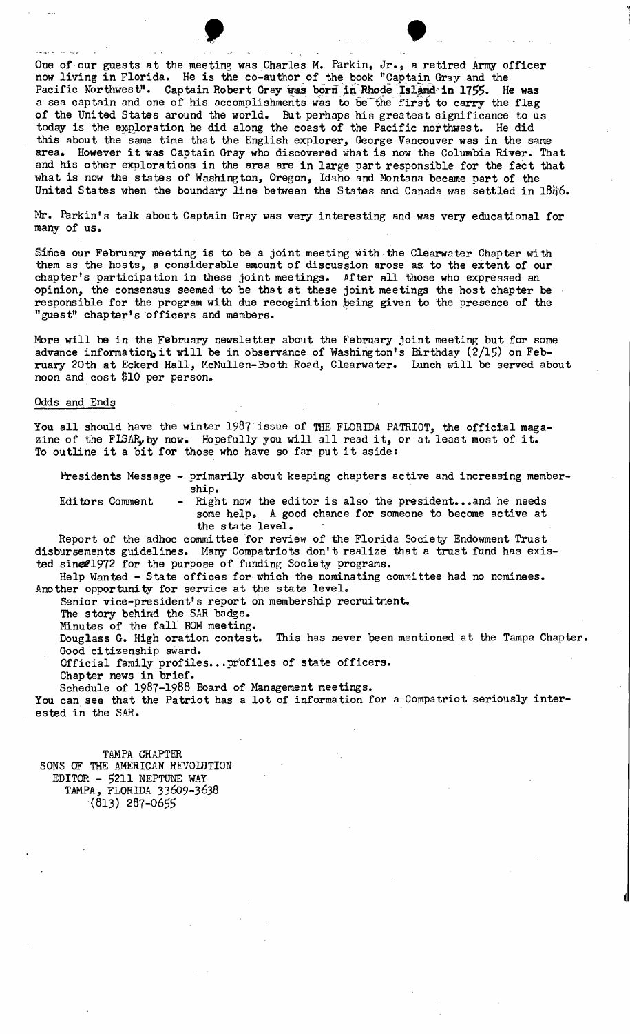One of our guests at the meeting was Charles M. Parkin, Jr., a retired Army officer now living in Florida. He is the co-author of the book "Captain Gray and the Pacific Northwest". Captain Robert Gray was born in Rhode Island in 1755. He was a sea captain and one of his accomplishments was to be the first to carry the flag of the United States around the world. But perhaps his greatest significance to us today is the exploration he did along the coast of the Pacific northwest. He did this about the same time that the English explorer, George Vancouver was in the same area. However it was Captain Gray who discovered what is now the Columbia River. That and his other explorations in the area are in large part responsible for the fact that what is now the states of Washington, Oregon, Idaho and Montana became part of the United States when the boundary line between the States and Canada was settled in 1846.

Mr. Parkin's talk about Captain Gray was very interesting and was very educational for many of us.

Since our February meeting is to be a joint meeting with the Clearwater Chapter with them as the hosts, a considerable amount of discussion arose as to the extent of our chapter's participation in these joint meetings. After all those who expressed an opinion, the consensus seemed to be that at these joint meetings the host chapter be responsible for the program with due recoginition being given to the presence of the "guest" chapter's officers and members.

More will be in the February newsletter about the February joint meeting but for some advance information, it will be in observance of Washington's Birthday (2/15) on February 20th at Eckerd Hall, McMullen-Booth Road, Clearwater. Lunch will be served about noon and cost $10 per person.

Odds and Ends

You all should have the winter 1987 issue of THE FLORIDA PATRIOT, the official magazine of the FLSAR, by now. Hopefully you will all read it, or at least most of it. To outline it a bit for those who have so far put it aside:

Presidents Message - primarily about keeping chapters active and increasing membership.

Editors Comment - Right now the editor is also the president...and he needs some help. A good chance for someone to become active at the state level.

Report of the adhoc committee for review of the Florida Society Endowment Trust disbursements guidelines. Many Compatriots don't realize that a trust fund has existed since 1972 for the purpose of funding Society programs.

Help Wanted - State offices for which the nominating committee had no nominees. Another opportunity for service at the state level.

Senior vice-president's report on membership recruitment.

The story behind the SAR badge.

Minutes of the fall BOM meeting.

Douglass G. High oration contest. This has never been mentioned at the Tampa Chapter.

Good citizenship award.

Official family profiles...profiles of state officers.

Chapter news in brief.

Schedule of 1987-1988 Board of Management meetings.

You can see that the Patriot has a lot of information for a Compatriot seriously interested in the SAR.

TAMPA CHAPTER
SONS OF THE AMERICAN REVOLUTION
EDITOR - 5211 NEPTUNE WAY
TAMPA, FLORIDA 33609-3638
(813) 287-0655